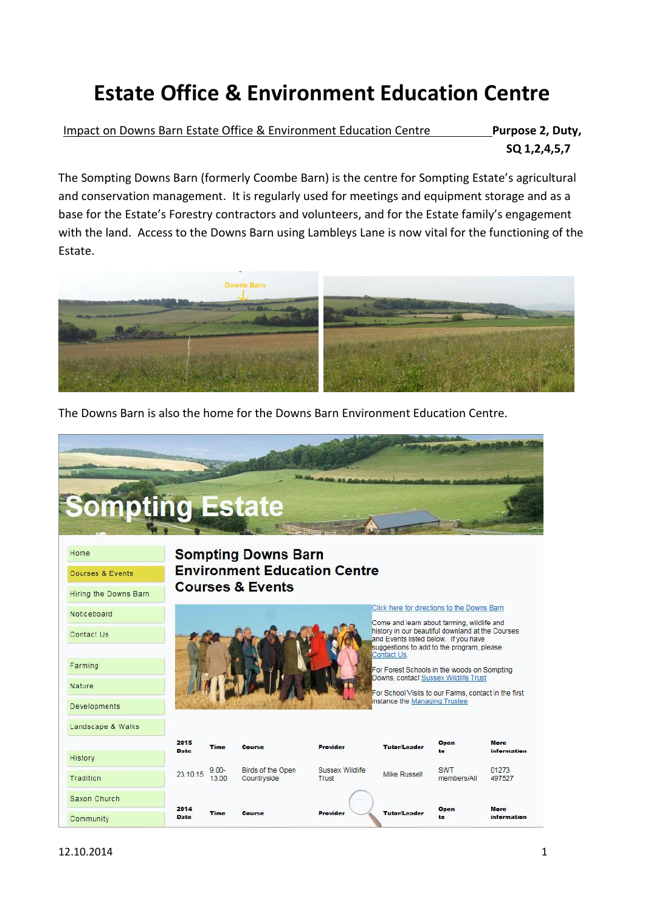# Estate Office & Environment Education Centre

Impact on Downs Barn Estate Office & Environment Education Centre **Purpose 2, Duty, SQ 1,2,4,5,7**

The Sompting Downs Barn (formerly Coombe Barn) is the centre for Sompting Estate's agricultural and conservation management. It is regularly used for meetings and equipment storage and as a base for the Estate's Forestry contractors and volunteers, and for the Estate family's engagement with the land. Access to the Downs Barn using Lambleys Lane is now vital for the functioning of the Estate.

The Downs Barn is also the home for the Downs Barn Environment Education Centre.

Sompting Estate

- Home
- Courses & Events
- Hiring the Downs Barn
- Noticeboard
- Contact Us
- Farming
- Nature
- Developments
- Landscape & Walks
- History
- Tradition
- Saxon Church
- Community

## Sompting Downs Barn Environment Education Centre Courses & Events

Click here for directions to the Downs Barn

Come and learn about farming, wildlife and history in our beautiful downland at the Courses and Events listed below. If you have suggestions to add to the program, please Contact Us.

For Forest Schools in the woods on Sompting Downs, contact Sussex Wildlife Trust

For School Visits to our Farms, contact in the first instance the Managing Trustee

| 2015 Date | Time | Course | Provider | Tutor/Leader | Open to | More information |
|---|---|---|---|---|---|---|
| 23.10.15 | 9.00-13.00 | Birds of the Open Countryside | Sussex Wildlife Trust | Mike Russell | SWT members/All | 01273 497527 |
| **2014 Date** | **Time** | **Course** | **Provider** | **Tutor/Leader** | **Open to** | **More information** |

12.10.2014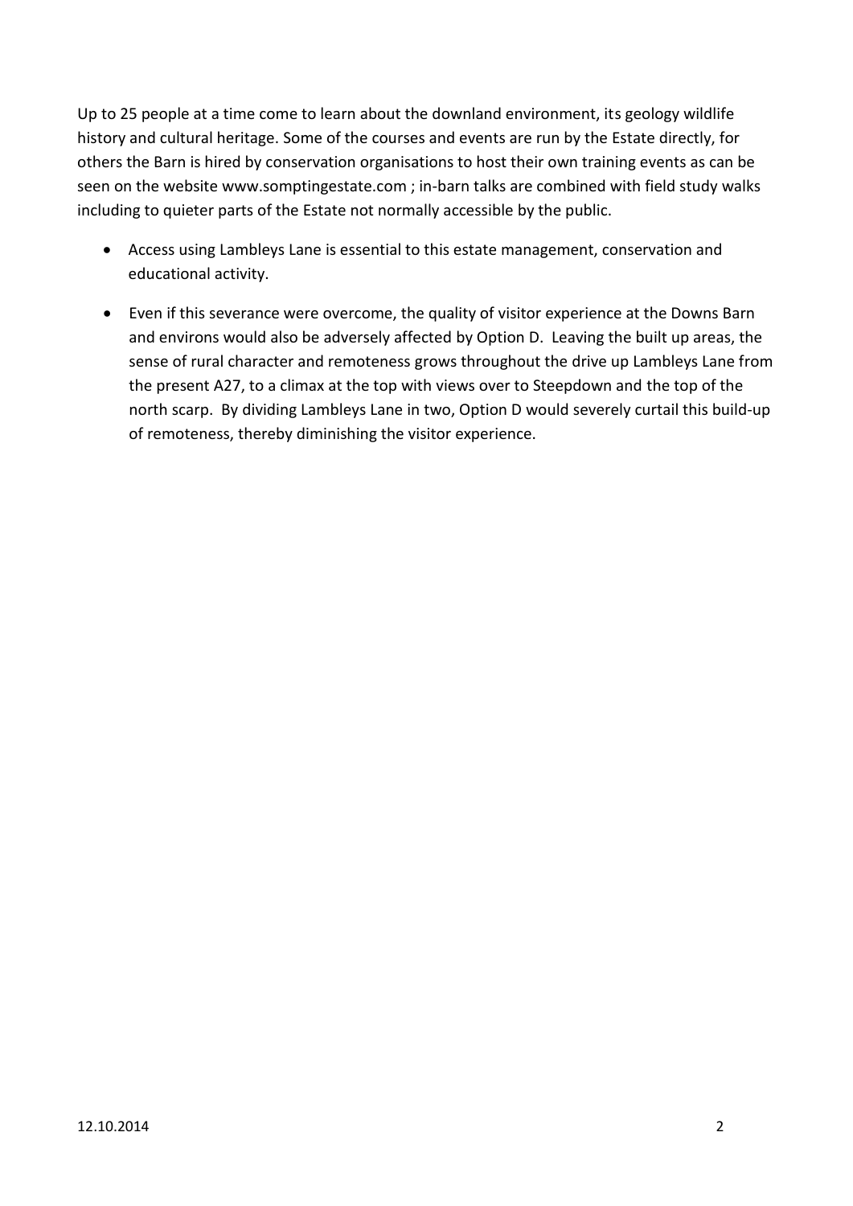Up to 25 people at a time come to learn about the downland environment, its geology wildlife history and cultural heritage. Some of the courses and events are run by the Estate directly, for others the Barn is hired by conservation organisations to host their own training events as can be seen on the website www.somptingestate.com ; in-barn talks are combined with field study walks including to quieter parts of the Estate not normally accessible by the public.

- Access using Lambleys Lane is essential to this estate management, conservation and educational activity.
- Even if this severance were overcome, the quality of visitor experience at the Downs Barn and environs would also be adversely affected by Option D. Leaving the built up areas, the sense of rural character and remoteness grows throughout the drive up Lambleys Lane from the present A27, to a climax at the top with views over to Steepdown and the top of the north scarp. By dividing Lambleys Lane in two, Option D would severely curtail this build-up of remoteness, thereby diminishing the visitor experience.

12.10.2014